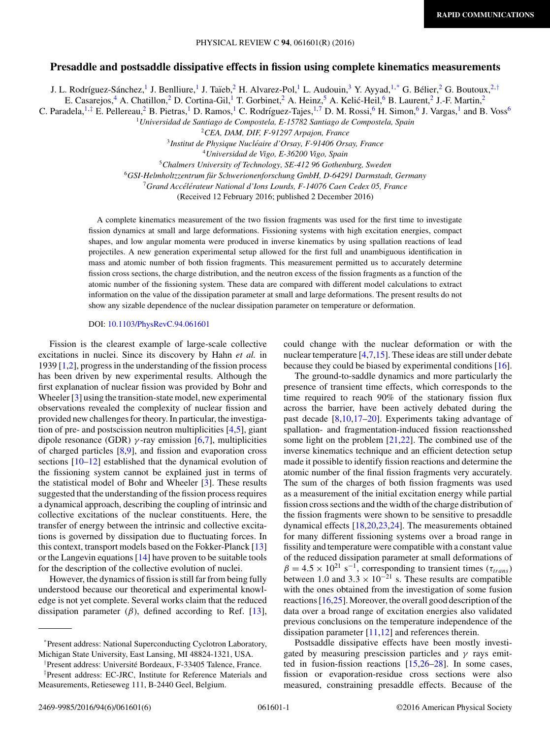RAPID COMMUNICATIONS

# Presaddle and postsaddle dissipative effects in fission using complete kinematics measurements

J. L. Rodríguez-Sánchez,[1] J. Benlliure,[1] J. Taïeb,[2] H. Alvarez-Pol,[1] L. Audouin,[3] Y. Ayyad,[1,*] G. Bélier,[2] G. Boutoux,[2,†] E. Casarejos,[4] A. Chatillon,[2] D. Cortina-Gil,[1] T. Gorbinet,[2] A. Heinz,[5] A. Kelić-Heil,[6] B. Laurent,[2] J.-F. Martin,[2] C. Paradela,[1,‡] E. Pellereau,[2] B. Pietras,[1] D. Ramos,[1] C. Rodríguez-Tajes,[1,7] D. M. Rossi,[6] H. Simon,[6] J. Vargas,[1] and B. Voss[6]

[1]*Universidad de Santiago de Compostela, E-15782 Santiago de Compostela, Spain*
[2]*CEA, DAM, DIF, F-91297 Arpajon, France*
[3]*Institut de Physique Nucléaire d'Orsay, F-91406 Orsay, France*
[4]*Universidad de Vigo, E-36200 Vigo, Spain*
[5]*Chalmers University of Technology, SE-412 96 Gothenburg, Sweden*
[6]*GSI-Helmholtzzentrum für Schwerionenforschung GmbH, D-64291 Darmstadt, Germany*
[7]*Grand Accélérateur National d'Ions Lourds, F-14076 Caen Cedex 05, France*

(Received 12 February 2016; published 2 December 2016)

A complete kinematics measurement of the two fission fragments was used for the first time to investigate fission dynamics at small and large deformations. Fissioning systems with high excitation energies, compact shapes, and low angular momenta were produced in inverse kinematics by using spallation reactions of lead projectiles. A new generation experimental setup allowed for the first full and unambiguous identification in mass and atomic number of both fission fragments. This measurement permitted us to accurately determine fission cross sections, the charge distribution, and the neutron excess of the fission fragments as a function of the atomic number of the fissioning system. These data are compared with different model calculations to extract information on the value of the dissipation parameter at small and large deformations. The present results do not show any sizable dependence of the nuclear dissipation parameter on temperature or deformation.

DOI: 10.1103/PhysRevC.94.061601

Fission is the clearest example of large-scale collective excitations in nuclei. Since its discovery by Hahn *et al.* in 1939 [1,2], progress in the understanding of the fission process has been driven by new experimental results. Although the first explanation of nuclear fission was provided by Bohr and Wheeler [3] using the transition-state model, new experimental observations revealed the complexity of nuclear fission and provided new challenges for theory. In particular, the investigation of pre- and postscission neutron multiplicities [4,5], giant dipole resonance (GDR) $\gamma$-ray emission [6,7], multiplicities of charged particles [8,9], and fission and evaporation cross sections [10–12] established that the dynamical evolution of the fissioning system cannot be explained just in terms of the statistical model of Bohr and Wheeler [3]. These results suggested that the understanding of the fission process requires a dynamical approach, describing the coupling of intrinsic and collective excitations of the nuclear constituents. Here, the transfer of energy between the intrinsic and collective excitations is governed by dissipation due to fluctuating forces. In this context, transport models based on the Fokker-Planck [13] or the Langevin equations [14] have proven to be suitable tools for the description of the collective evolution of nuclei.

However, the dynamics of fission is still far from being fully understood because our theoretical and experimental knowledge is not yet complete. Several works claim that the reduced dissipation parameter ($\beta$), defined according to Ref. [13], could change with the nuclear deformation or with the nuclear temperature [4,7,15]. These ideas are still under debate because they could be biased by experimental conditions [16].

The ground-to-saddle dynamics and more particularly the presence of transient time effects, which corresponds to the time required to reach 90% of the stationary fission flux across the barrier, have been actively debated during the past decade [8,10,17–20]. Experiments taking advantage of spallation- and fragmentation-induced fission reactionsshed some light on the problem [21,22]. The combined use of the inverse kinematics technique and an efficient detection setup made it possible to identify fission reactions and determine the atomic number of the final fission fragments very accurately. The sum of the charges of both fission fragments was used as a measurement of the initial excitation energy while partial fission cross sections and the width of the charge distribution of the fission fragments were shown to be sensitive to presaddle dynamical effects [18,20,23,24]. The measurements obtained for many different fissioning systems over a broad range in fissility and temperature were compatible with a constant value of the reduced dissipation parameter at small deformations of $\beta = 4.5 \times 10^{21}$ s$^{-1}$, corresponding to transient times ($\tau_{trans}$) between 1.0 and $3.3 \times 10^{-21}$ s. These results are compatible with the ones obtained from the investigation of some fusion reactions [16,25]. Moreover, the overall good description of the data over a broad range of excitation energies also validated previous conclusions on the temperature independence of the dissipation parameter [11,12] and references therein.

Postsaddle dissipative effects have been mostly investigated by measuring prescission particles and $\gamma$ rays emitted in fusion-fission reactions [15,26–28]. In some cases, fission or evaporation-residue cross sections were also measured, constraining presaddle effects. Because of the

*Present address: National Superconducting Cyclotron Laboratory, Michigan State University, East Lansing, MI 48824-1321, USA.

†Present address: Université Bordeaux, F-33405 Talence, France.

‡Present address: EC-JRC, Institute for Reference Materials and Measurements, Retieseweg 111, B-2440 Geel, Belgium.

2469-9985/2016/94(6)/061601(6) ©2016 American Physical Society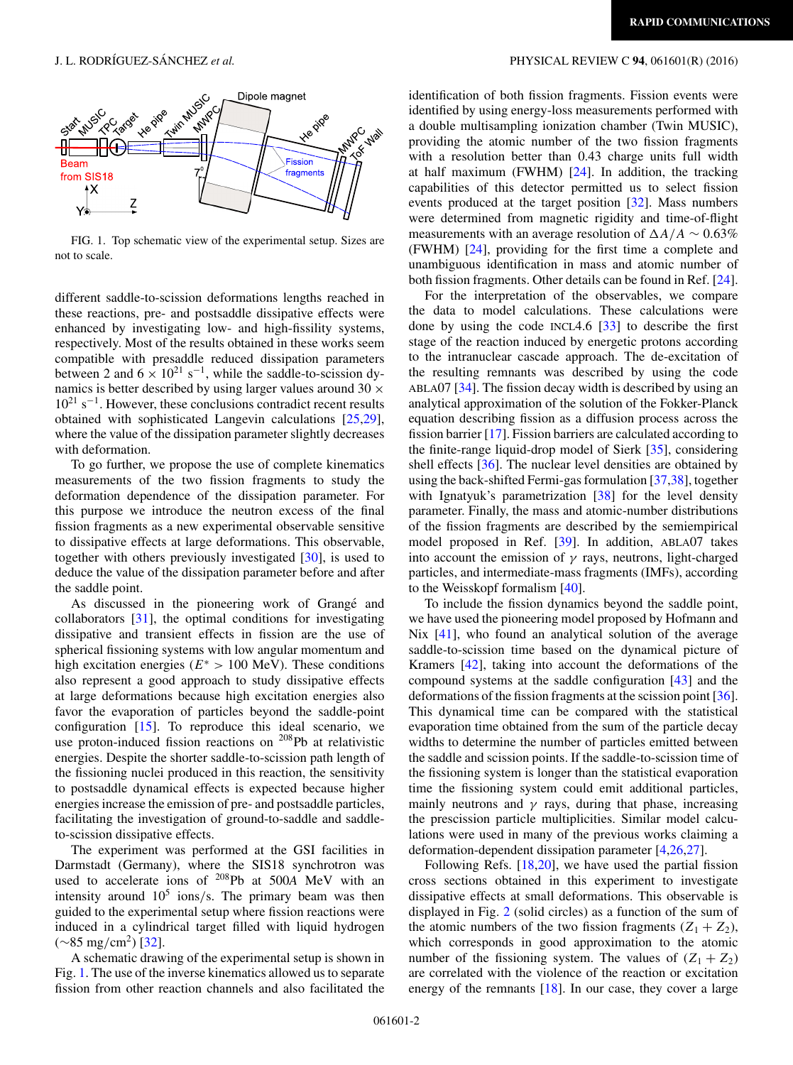FIG. 1. Top schematic view of the experimental setup. Sizes are not to scale.

different saddle-to-scission deformations lengths reached in these reactions, pre- and postsaddle dissipative effects were enhanced by investigating low- and high-fissility systems, respectively. Most of the results obtained in these works seem compatible with presaddle reduced dissipation parameters between 2 and $6 \times 10^{21}$ s$^{-1}$, while the saddle-to-scission dynamics is better described by using larger values around $30 \times 10^{21}$ s$^{-1}$. However, these conclusions contradict recent results obtained with sophisticated Langevin calculations [25,29], where the value of the dissipation parameter slightly decreases with deformation.

To go further, we propose the use of complete kinematics measurements of the two fission fragments to study the deformation dependence of the dissipation parameter. For this purpose we introduce the neutron excess of the final fission fragments as a new experimental observable sensitive to dissipative effects at large deformations. This observable, together with others previously investigated [30], is used to deduce the value of the dissipation parameter before and after the saddle point.

As discussed in the pioneering work of Grangé and collaborators [31], the optimal conditions for investigating dissipative and transient effects in fission are the use of spherical fissioning systems with low angular momentum and high excitation energies ($E^* > 100$ MeV). These conditions also represent a good approach to study dissipative effects at large deformations because high excitation energies also favor the evaporation of particles beyond the saddle-point configuration [15]. To reproduce this ideal scenario, we use proton-induced fission reactions on $^{208}$Pb at relativistic energies. Despite the shorter saddle-to-scission path length of the fissioning nuclei produced in this reaction, the sensitivity to postsaddle dynamical effects is expected because higher energies increase the emission of pre- and postsaddle particles, facilitating the investigation of ground-to-saddle and saddle-to-scission dissipative effects.

The experiment was performed at the GSI facilities in Darmstadt (Germany), where the SIS18 synchrotron was used to accelerate ions of $^{208}$Pb at 500$A$ MeV with an intensity around $10^5$ ions/s. The primary beam was then guided to the experimental setup where fission reactions were induced in a cylindrical target filled with liquid hydrogen ($\sim$85 mg/cm$^2$) [32].

A schematic drawing of the experimental setup is shown in Fig. 1. The use of the inverse kinematics allowed us to separate fission from other reaction channels and also facilitated the identification of both fission fragments. Fission events were identified by using energy-loss measurements performed with a double multisampling ionization chamber (Twin MUSIC), providing the atomic number of the two fission fragments with a resolution better than 0.43 charge units full width at half maximum (FWHM) [24]. In addition, the tracking capabilities of this detector permitted us to select fission events produced at the target position [32]. Mass numbers were determined from magnetic rigidity and time-of-flight measurements with an average resolution of $\Delta A/A \sim 0.63\%$ (FWHM) [24], providing for the first time a complete and unambiguous identification in mass and atomic number of both fission fragments. Other details can be found in Ref. [24].

For the interpretation of the observables, we compare the data to model calculations. These calculations were done by using the code INCL4.6 [33] to describe the first stage of the reaction induced by energetic protons according to the intranuclear cascade approach. The de-excitation of the resulting remnants was described by using the code ABLA07 [34]. The fission decay width is described by using an analytical approximation of the solution of the Fokker-Planck equation describing fission as a diffusion process across the fission barrier [17]. Fission barriers are calculated according to the finite-range liquid-drop model of Sierk [35], considering shell effects [36]. The nuclear level densities are obtained by using the back-shifted Fermi-gas formulation [37,38], together with Ignatyuk's parametrization [38] for the level density parameter. Finally, the mass and atomic-number distributions of the fission fragments are described by the semiempirical model proposed in Ref. [39]. In addition, ABLA07 takes into account the emission of $\gamma$ rays, neutrons, light-charged particles, and intermediate-mass fragments (IMFs), according to the Weisskopf formalism [40].

To include the fission dynamics beyond the saddle point, we have used the pioneering model proposed by Hofmann and Nix [41], who found an analytical solution of the average saddle-to-scission time based on the dynamical picture of Kramers [42], taking into account the deformations of the compound systems at the saddle configuration [43] and the deformations of the fission fragments at the scission point [36]. This dynamical time can be compared with the statistical evaporation time obtained from the sum of the particle decay widths to determine the number of particles emitted between the saddle and scission points. If the saddle-to-scission time of the fissioning system is longer than the statistical evaporation time the fissioning system could emit additional particles, mainly neutrons and $\gamma$ rays, during that phase, increasing the prescission particle multiplicities. Similar model calculations were used in many of the previous works claiming a deformation-dependent dissipation parameter [4,26,27].

Following Refs. [18,20], we have used the partial fission cross sections obtained in this experiment to investigate dissipative effects at small deformations. This observable is displayed in Fig. 2 (solid circles) as a function of the sum of the atomic numbers of the two fission fragments ($Z_1 + Z_2$), which corresponds in good approximation to the atomic number of the fissioning system. The values of ($Z_1 + Z_2$) are correlated with the violence of the reaction or excitation energy of the remnants [18]. In our case, they cover a large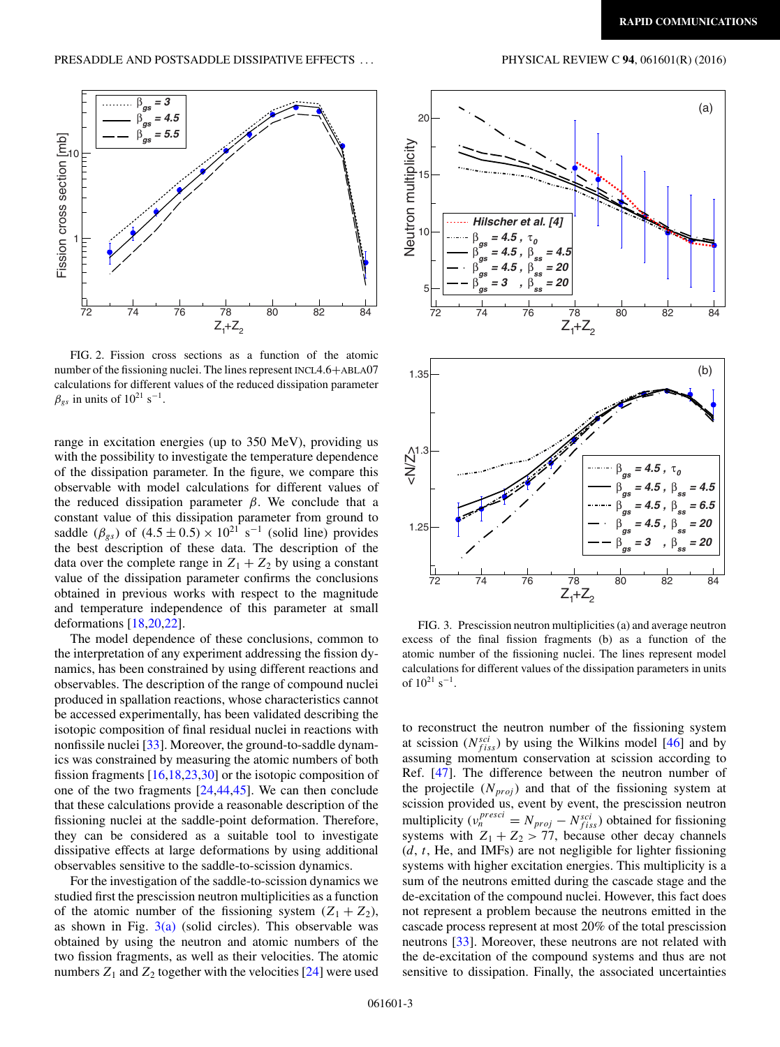FIG. 2. Fission cross sections as a function of the atomic number of the fissioning nuclei. The lines represent INCL4.6+ABLA07 calculations for different values of the reduced dissipation parameter $\beta_{gs}$ in units of $10^{21}$ s$^{-1}$.

range in excitation energies (up to 350 MeV), providing us with the possibility to investigate the temperature dependence of the dissipation parameter. In the figure, we compare this observable with model calculations for different values of the reduced dissipation parameter $\beta$. We conclude that a constant value of this dissipation parameter from ground to saddle ($\beta_{gs}$) of $(4.5 \pm 0.5) \times 10^{21}$ s$^{-1}$ (solid line) provides the best description of these data. The description of the data over the complete range in $Z_1 + Z_2$ by using a constant value of the dissipation parameter confirms the conclusions obtained in previous works with respect to the magnitude and temperature independence of this parameter at small deformations [18,20,22].

The model dependence of these conclusions, common to the interpretation of any experiment addressing the fission dynamics, has been constrained by using different reactions and observables. The description of the range of compound nuclei produced in spallation reactions, whose characteristics cannot be accessed experimentally, has been validated describing the isotopic composition of final residual nuclei in reactions with nonfissile nuclei [33]. Moreover, the ground-to-saddle dynamics was constrained by measuring the atomic numbers of both fission fragments [16,18,23,30] or the isotopic composition of one of the two fragments [24,44,45]. We can then conclude that these calculations provide a reasonable description of the fissioning nuclei at the saddle-point deformation. Therefore, they can be considered as a suitable tool to investigate dissipative effects at large deformations by using additional observables sensitive to the saddle-to-scission dynamics.

For the investigation of the saddle-to-scission dynamics we studied first the prescission neutron multiplicities as a function of the atomic number of the fissioning system ($Z_1 + Z_2$), as shown in Fig. 3(a) (solid circles). This observable was obtained by using the neutron and atomic numbers of the two fission fragments, as well as their velocities. The atomic numbers $Z_1$ and $Z_2$ together with the velocities [24] were used to reconstruct the neutron number of the fissioning system at scission ($N_{fiss}^{sci}$) by using the Wilkins model [46] and by assuming momentum conservation at scission according to Ref. [47]. The difference between the neutron number of the projectile ($N_{proj}$) and that of the fissioning system at scission provided us, event by event, the prescission neutron multiplicity ($\nu_n^{presci} = N_{proj} - N_{fiss}^{sci}$) obtained for fissioning systems with $Z_1 + Z_2 > 77$, because other decay channels ($d$, $t$, He, and IMFs) are not negligible for lighter fissioning systems with higher excitation energies. This multiplicity is a sum of the neutrons emitted during the cascade stage and the de-excitation of the compound nuclei. However, this fact does not represent a problem because the neutrons emitted in the cascade process represent at most 20% of the total prescission neutrons [33]. Moreover, these neutrons are not related with the de-excitation of the compound systems and thus are not sensitive to dissipation. Finally, the associated uncertainties

FIG. 3. Prescission neutron multiplicities (a) and average neutron excess of the final fission fragments (b) as a function of the atomic number of the fissioning nuclei. The lines represent model calculations for different values of the dissipation parameters in units of $10^{21}$ s$^{-1}$.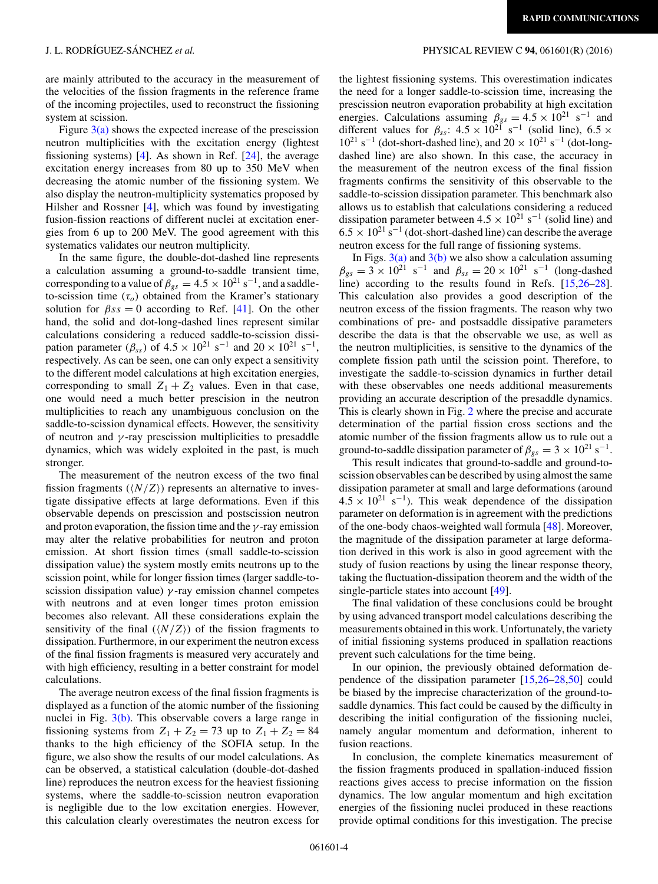are mainly attributed to the accuracy in the measurement of the velocities of the fission fragments in the reference frame of the incoming projectiles, used to reconstruct the fissioning system at scission.

Figure 3(a) shows the expected increase of the prescission neutron multiplicities with the excitation energy (lightest fissioning systems) [4]. As shown in Ref. [24], the average excitation energy increases from 80 up to 350 MeV when decreasing the atomic number of the fissioning system. We also display the neutron-multiplicity systematics proposed by Hilsher and Rossner [4], which was found by investigating fusion-fission reactions of different nuclei at excitation energies from 6 up to 200 MeV. The good agreement with this systematics validates our neutron multiplicity.

In the same figure, the double-dot-dashed line represents a calculation assuming a ground-to-saddle transient time, corresponding to a value of $\beta_{gs} = 4.5 \times 10^{21}$ s$^{-1}$, and a saddle-to-scission time ($\tau_o$) obtained from the Kramer's stationary solution for $\beta ss = 0$ according to Ref. [41]. On the other hand, the solid and dot-long-dashed lines represent similar calculations considering a reduced saddle-to-scission dissipation parameter ($\beta_{ss}$) of $4.5 \times 10^{21}$ s$^{-1}$ and $20 \times 10^{21}$ s$^{-1}$, respectively. As can be seen, one can only expect a sensitivity to the different model calculations at high excitation energies, corresponding to small $Z_1 + Z_2$ values. Even in that case, one would need a much better precision in the neutron multiplicities to reach any unambiguous conclusion on the saddle-to-scission dynamical effects. However, the sensitivity of neutron and $\gamma$-ray prescission multiplicities to presaddle dynamics, which was widely exploited in the past, is much stronger.

The measurement of the neutron excess of the two final fission fragments ($\langle N/Z \rangle$) represents an alternative to investigate dissipative effects at large deformations. Even if this observable depends on prescission and postscission neutron and proton evaporation, the fission time and the $\gamma$-ray emission may alter the relative probabilities for neutron and proton emission. At short fission times (small saddle-to-scission dissipation value) the system mostly emits neutrons up to the scission point, while for longer fission times (larger saddle-to-scission dissipation value) $\gamma$-ray emission channel competes with neutrons and at even longer times proton emission becomes also relevant. All these considerations explain the sensitivity of the final ($\langle N/Z \rangle$) of the fission fragments to dissipation. Furthermore, in our experiment the neutron excess of the final fission fragments is measured very accurately and with high efficiency, resulting in a better constraint for model calculations.

The average neutron excess of the final fission fragments is displayed as a function of the atomic number of the fissioning nuclei in Fig. 3(b). This observable covers a large range in fissioning systems from $Z_1 + Z_2 = 73$ up to $Z_1 + Z_2 = 84$ thanks to the high efficiency of the SOFIA setup. In the figure, we also show the results of our model calculations. As can be observed, a statistical calculation (double-dot-dashed line) reproduces the neutron excess for the heaviest fissioning systems, where the saddle-to-scission neutron evaporation is negligible due to the low excitation energies. However, this calculation clearly overestimates the neutron excess for the lightest fissioning systems. This overestimation indicates the need for a longer saddle-to-scission time, increasing the prescission neutron evaporation probability at high excitation energies. Calculations assuming $\beta_{gs} = 4.5 \times 10^{21}$ s$^{-1}$ and different values for $\beta_{ss}$: $4.5 \times 10^{21}$ s$^{-1}$ (solid line), $6.5 \times 10^{21}$ s$^{-1}$ (dot-short-dashed line), and $20 \times 10^{21}$ s$^{-1}$ (dot-long-dashed line) are also shown. In this case, the accuracy in the measurement of the neutron excess of the final fission fragments confirms the sensitivity of this observable to the saddle-to-scission dissipation parameter. This benchmark also allows us to establish that calculations considering a reduced dissipation parameter between $4.5 \times 10^{21}$ s$^{-1}$ (solid line) and $6.5 \times 10^{21}$ s$^{-1}$ (dot-short-dashed line) can describe the average neutron excess for the full range of fissioning systems.

In Figs. 3(a) and 3(b) we also show a calculation assuming $\beta_{gs} = 3 \times 10^{21}$ s$^{-1}$ and $\beta_{ss} = 20 \times 10^{21}$ s$^{-1}$ (long-dashed line) according to the results found in Refs. [15,26–28]. This calculation also provides a good description of the neutron excess of the fission fragments. The reason why two combinations of pre- and postsaddle dissipative parameters describe the data is that the observable we use, as well as the neutron multiplicities, is sensitive to the dynamics of the complete fission path until the scission point. Therefore, to investigate the saddle-to-scission dynamics in further detail with these observables one needs additional measurements providing an accurate description of the presaddle dynamics. This is clearly shown in Fig. 2 where the precise and accurate determination of the partial fission cross sections and the atomic number of the fission fragments allow us to rule out a ground-to-saddle dissipation parameter of $\beta_{gs} = 3 \times 10^{21}$ s$^{-1}$.

This result indicates that ground-to-saddle and ground-to-scission observables can be described by using almost the same dissipation parameter at small and large deformations (around $4.5 \times 10^{21}$ s$^{-1}$). This weak dependence of the dissipation parameter on deformation is in agreement with the predictions of the one-body chaos-weighted wall formula [48]. Moreover, the magnitude of the dissipation parameter at large deformation derived in this work is also in good agreement with the study of fusion reactions by using the linear response theory, taking the fluctuation-dissipation theorem and the width of the single-particle states into account [49].

The final validation of these conclusions could be brought by using advanced transport model calculations describing the measurements obtained in this work. Unfortunately, the variety of initial fissioning systems produced in spallation reactions prevent such calculations for the time being.

In our opinion, the previously obtained deformation dependence of the dissipation parameter [15,26–28,50] could be biased by the imprecise characterization of the ground-to-saddle dynamics. This fact could be caused by the difficulty in describing the initial configuration of the fissioning nuclei, namely angular momentum and deformation, inherent to fusion reactions.

In conclusion, the complete kinematics measurement of the fission fragments produced in spallation-induced fission reactions gives access to precise information on the fission dynamics. The low angular momentum and high excitation energies of the fissioning nuclei produced in these reactions provide optimal conditions for this investigation. The precise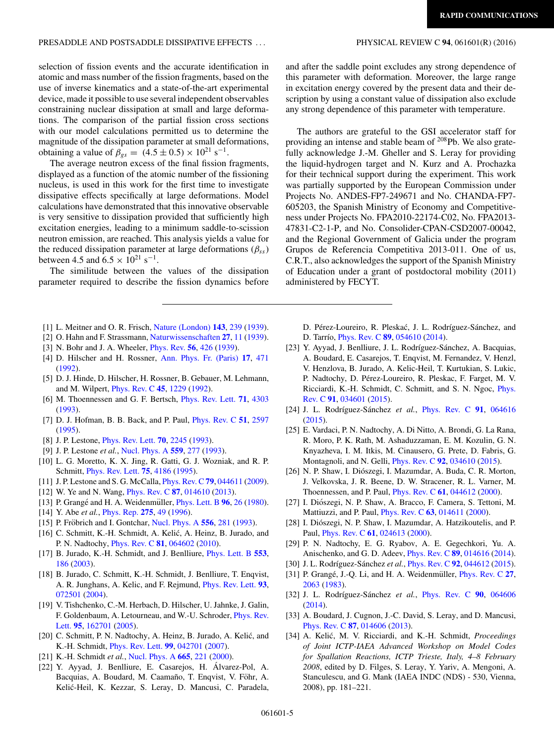selection of fission events and the accurate identification in atomic and mass number of the fission fragments, based on the use of inverse kinematics and a state-of-the-art experimental device, made it possible to use several independent observables constraining nuclear dissipation at small and large deformations. The comparison of the partial fission cross sections with our model calculations permitted us to determine the magnitude of the dissipation parameter at small deformations, obtaining a value of $\beta_{gs} = (4.5 \pm 0.5) \times 10^{21}\ \mathrm{s}^{-1}$.

The average neutron excess of the final fission fragments, displayed as a function of the atomic number of the fissioning nucleus, is used in this work for the first time to investigate dissipative effects specifically at large deformations. Model calculations have demonstrated that this innovative observable is very sensitive to dissipation provided that sufficiently high excitation energies, leading to a minimum saddle-to-scission neutron emission, are reached. This analysis yields a value for the reduced dissipation parameter at large deformations ($\beta_{ss}$) between 4.5 and $6.5 \times 10^{21}\ \mathrm{s}^{-1}$.

The similitude between the values of the dissipation parameter required to describe the fission dynamics before and after the saddle point excludes any strong dependence of this parameter with deformation. Moreover, the large range in excitation energy covered by the present data and their description by using a constant value of dissipation also exclude any strong dependence of this parameter with temperature.

The authors are grateful to the GSI accelerator staff for providing an intense and stable beam of $^{208}$Pb. We also gratefully acknowledge J.-M. Gheller and S. Leray for providing the liquid-hydrogen target and N. Kurz and A. Prochazka for their technical support during the experiment. This work was partially supported by the European Commission under Projects No. ANDES-FP7-249671 and No. CHANDA-FP7-605203, the Spanish Ministry of Economy and Competitiveness under Projects No. FPA2010-22174-C02, No. FPA2013-47831-C2-1-P, and No. Consolider-CPAN-CSD2007-00042, and the Regional Government of Galicia under the program Grupos de Referencia Competitiva 2013-011. One of us, C.R.T., also acknowledges the support of the Spanish Ministry of Education under a grant of postdoctoral mobility (2011) administered by FECYT.

---

[1] L. Meitner and O. R. Frisch, Nature (London) **143**, 239 (1939).
[2] O. Hahn and F. Strassmann, Naturwissenschaften **27**, 11 (1939).
[3] N. Bohr and J. A. Wheeler, Phys. Rev. **56**, 426 (1939).
[4] D. Hilscher and H. Rossner, Ann. Phys. Fr. (Paris) **17**, 471 (1992).
[5] D. J. Hinde, D. Hilscher, H. Rossner, B. Gebauer, M. Lehmann, and M. Wilpert, Phys. Rev. C **45**, 1229 (1992).
[6] M. Thoennessen and G. F. Bertsch, Phys. Rev. Lett. **71**, 4303 (1993).
[7] D. J. Hofman, B. B. Back, and P. Paul, Phys. Rev. C **51**, 2597 (1995).
[8] J. P. Lestone, Phys. Rev. Lett. **70**, 2245 (1993).
[9] J. P. Lestone *et al.*, Nucl. Phys. A **559**, 277 (1993).
[10] L. G. Moretto, K. X. Jing, R. Gatti, G. J. Wozniak, and R. P. Schmitt, Phys. Rev. Lett. **75**, 4186 (1995).
[11] J. P. Lestone and S. G. McCalla, Phys. Rev. C **79**, 044611 (2009).
[12] W. Ye and N. Wang, Phys. Rev. C **87**, 014610 (2013).
[13] P. Grangé and H. A. Weidenmüller, Phys. Lett. B **96**, 26 (1980).
[14] Y. Abe *et al.*, Phys. Rep. **275**, 49 (1996).
[15] P. Fröbrich and I. Gontchar, Nucl. Phys. A **556**, 281 (1993).
[16] C. Schmitt, K.-H. Schmidt, A. Kelić, A. Heinz, B. Jurado, and P. N. Nadtochy, Phys. Rev. C **81**, 064602 (2010).
[17] B. Jurado, K.-H. Schmidt, and J. Benlliure, Phys. Lett. B **553**, 186 (2003).
[18] B. Jurado, C. Schmitt, K.-H. Schmidt, J. Benlliure, T. Enqvist, A. R. Junghans, A. Kelic, and F. Rejmund, Phys. Rev. Lett. **93**, 072501 (2004).
[19] V. Tishchenko, C.-M. Herbach, D. Hilscher, U. Jahnke, J. Galin, F. Goldenbaum, A. Letourneau, and W.-U. Schroder, Phys. Rev. Lett. **95**, 162701 (2005).
[20] C. Schmitt, P. N. Nadtochy, A. Heinz, B. Jurado, A. Kelić, and K.-H. Schmidt, Phys. Rev. Lett. **99**, 042701 (2007).
[21] K.-H. Schmidt *et al.*, Nucl. Phys. A **665**, 221 (2000).
[22] Y. Ayyad, J. Benlliure, E. Casarejos, H. Álvarez-Pol, A. Bacquias, A. Boudard, M. Caamaño, T. Enqvist, V. Föhr, A. Kelić-Heil, K. Kezzar, S. Leray, D. Mancusi, C. Paradela, D. Pérez-Loureiro, R. Pleskać, J. L. Rodríguez-Sánchez, and D. Tarrío, Phys. Rev. C **89**, 054610 (2014).
[23] Y. Ayyad, J. Benlliure, J. L. Rodríguez-Sánchez, A. Bacquias, A. Boudard, E. Casarejos, T. Enqvist, M. Fernandez, V. Henzl, V. Henzlova, B. Jurado, A. Kelic-Heil, T. Kurtukian, S. Lukic, P. Nadtochy, D. Pérez-Loureiro, R. Pleskac, F. Farget, M. V. Ricciardi, K.-H. Schmidt, C. Schmitt, and S. N. Ngoc, Phys. Rev. C **91**, 034601 (2015).
[24] J. L. Rodríguez-Sánchez *et al.*, Phys. Rev. C **91**, 064616 (2015).
[25] E. Vardaci, P. N. Nadtochy, A. Di Nitto, A. Brondi, G. La Rana, R. Moro, P. K. Rath, M. Ashaduzzaman, E. M. Kozulin, G. N. Knyazheva, I. M. Itkis, M. Cinausero, G. Prete, D. Fabris, G. Montagnoli, and N. Gelli, Phys. Rev. C **92**, 034610 (2015).
[26] N. P. Shaw, I. Diószegi, I. Mazumdar, A. Buda, C. R. Morton, J. Velkovska, J. R. Beene, D. W. Stracener, R. L. Varner, M. Thoennessen, and P. Paul, Phys. Rev. C **61**, 044612 (2000).
[27] I. Diószegi, N. P. Shaw, A. Bracco, F. Camera, S. Tettoni, M. Mattiuzzi, and P. Paul, Phys. Rev. C **63**, 014611 (2000).
[28] I. Diószegi, N. P. Shaw, I. Mazumdar, A. Hatzikoutelis, and P. Paul, Phys. Rev. C **61**, 024613 (2000).
[29] P. N. Nadtochy, E. G. Ryabov, A. E. Gegechkori, Yu. A. Anischenko, and G. D. Adeev, Phys. Rev. C **89**, 014616 (2014).
[30] J. L. Rodríguez-Sánchez *et al.*, Phys. Rev. C **92**, 044612 (2015).
[31] P. Grangé, J.-Q. Li, and H. A. Weidenmüller, Phys. Rev. C **27**, 2063 (1983).
[32] J. L. Rodríguez-Sánchez *et al.*, Phys. Rev. C **90**, 064606 (2014).
[33] A. Boudard, J. Cugnon, J.-C. David, S. Leray, and D. Mancusi, Phys. Rev. C **87**, 014606 (2013).
[34] A. Kelić, M. V. Ricciardi, and K.-H. Schmidt, *Proceedings of Joint ICTP-IAEA Advanced Workshop on Model Codes for Spallation Reactions, ICTP Trieste, Italy, 4–8 February 2008*, edited by D. Filges, S. Leray, Y. Yariv, A. Mengoni, A. Stanculescu, and G. Mank (IAEA INDC (NDS) - 530, Vienna, 2008), pp. 181–221.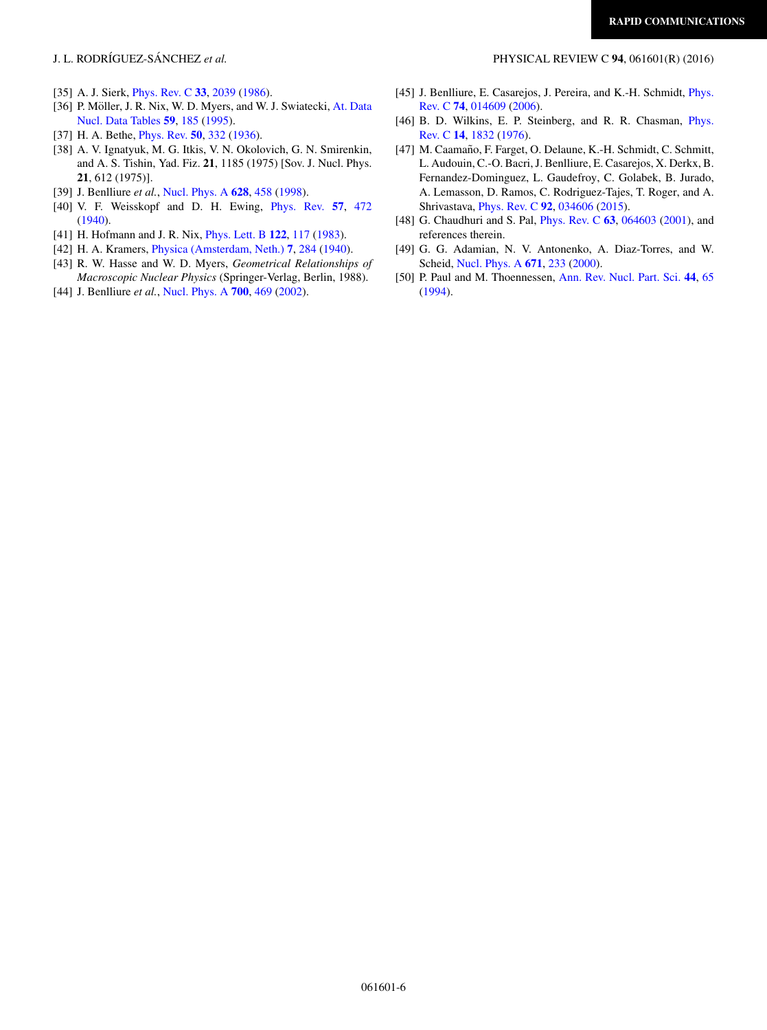[35] A. J. Sierk, Phys. Rev. C **33**, 2039 (1986).

[36] P. Möller, J. R. Nix, W. D. Myers, and W. J. Swiatecki, At. Data Nucl. Data Tables **59**, 185 (1995).

[37] H. A. Bethe, Phys. Rev. **50**, 332 (1936).

[38] A. V. Ignatyuk, M. G. Itkis, V. N. Okolovich, G. N. Smirenkin, and A. S. Tishin, Yad. Fiz. **21**, 1185 (1975) [Sov. J. Nucl. Phys. **21**, 612 (1975)].

[39] J. Benlliure *et al.*, Nucl. Phys. A **628**, 458 (1998).

[40] V. F. Weisskopf and D. H. Ewing, Phys. Rev. **57**, 472 (1940).

[41] H. Hofmann and J. R. Nix, Phys. Lett. B **122**, 117 (1983).

[42] H. A. Kramers, Physica (Amsterdam, Neth.) **7**, 284 (1940).

[43] R. W. Hasse and W. D. Myers, *Geometrical Relationships of Macroscopic Nuclear Physics* (Springer-Verlag, Berlin, 1988).

[44] J. Benlliure *et al.*, Nucl. Phys. A **700**, 469 (2002).

[45] J. Benlliure, E. Casarejos, J. Pereira, and K.-H. Schmidt, Phys. Rev. C **74**, 014609 (2006).

[46] B. D. Wilkins, E. P. Steinberg, and R. R. Chasman, Phys. Rev. C **14**, 1832 (1976).

[47] M. Caamaño, F. Farget, O. Delaune, K.-H. Schmidt, C. Schmitt, L. Audouin, C.-O. Bacri, J. Benlliure, E. Casarejos, X. Derkx, B. Fernandez-Dominguez, L. Gaudefroy, C. Golabek, B. Jurado, A. Lemasson, D. Ramos, C. Rodriguez-Tajes, T. Roger, and A. Shrivastava, Phys. Rev. C **92**, 034606 (2015).

[48] G. Chaudhuri and S. Pal, Phys. Rev. C **63**, 064603 (2001), and references therein.

[49] G. G. Adamian, N. V. Antonenko, A. Diaz-Torres, and W. Scheid, Nucl. Phys. A **671**, 233 (2000).

[50] P. Paul and M. Thoennessen, Ann. Rev. Nucl. Part. Sci. **44**, 65 (1994).